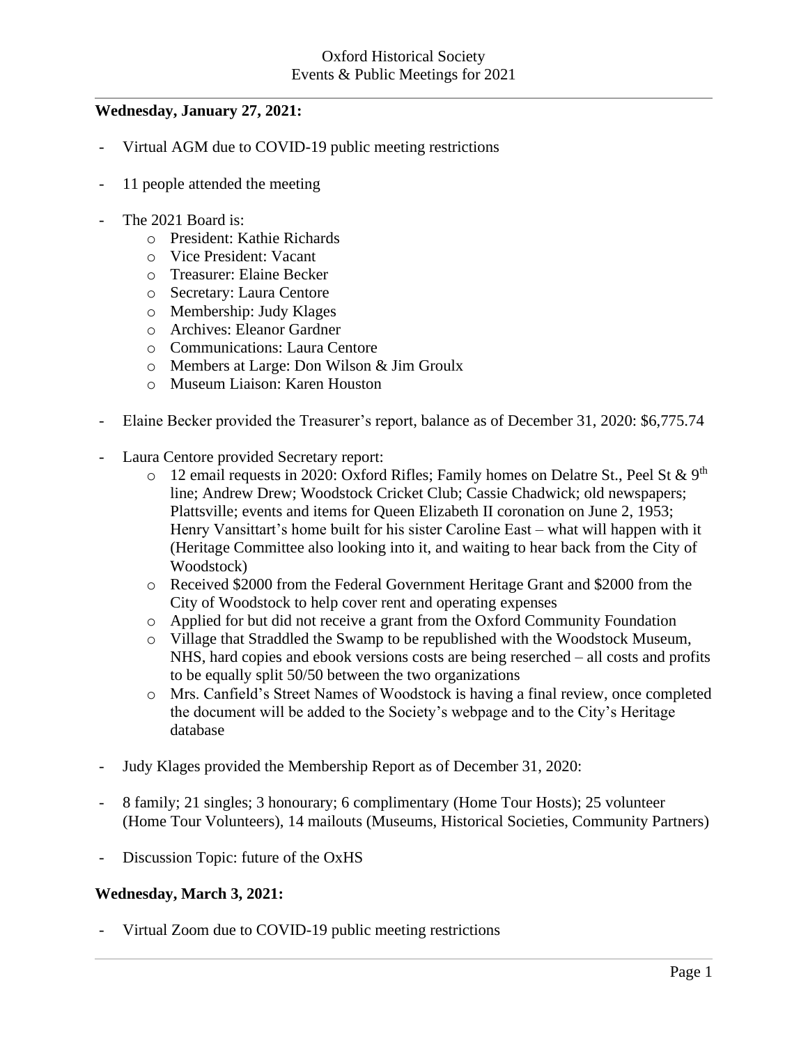Oxford Historical Society
Events & Public Meetings for 2021

**Wednesday, January 27, 2021:**

- Virtual AGM due to COVID-19 public meeting restrictions
- 11 people attended the meeting
- The 2021 Board is:
  - President: Kathie Richards
  - Vice President: Vacant
  - Treasurer: Elaine Becker
  - Secretary: Laura Centore
  - Membership: Judy Klages
  - Archives: Eleanor Gardner
  - Communications: Laura Centore
  - Members at Large: Don Wilson & Jim Groulx
  - Museum Liaison: Karen Houston
- Elaine Becker provided the Treasurer's report, balance as of December 31, 2020: $6,775.74
- Laura Centore provided Secretary report:
  - 12 email requests in 2020: Oxford Rifles; Family homes on Delatre St., Peel St & 9th line; Andrew Drew; Woodstock Cricket Club; Cassie Chadwick; old newspapers; Plattsville; events and items for Queen Elizabeth II coronation on June 2, 1953; Henry Vansittart's home built for his sister Caroline East – what will happen with it (Heritage Committee also looking into it, and waiting to hear back from the City of Woodstock)
  - Received $2000 from the Federal Government Heritage Grant and $2000 from the City of Woodstock to help cover rent and operating expenses
  - Applied for but did not receive a grant from the Oxford Community Foundation
  - Village that Straddled the Swamp to be republished with the Woodstock Museum, NHS, hard copies and ebook versions costs are being reserched – all costs and profits to be equally split 50/50 between the two organizations
  - Mrs. Canfield's Street Names of Woodstock is having a final review, once completed the document will be added to the Society's webpage and to the City's Heritage database
- Judy Klages provided the Membership Report as of December 31, 2020:
- 8 family; 21 singles; 3 honourary; 6 complimentary (Home Tour Hosts); 25 volunteer (Home Tour Volunteers), 14 mailouts (Museums, Historical Societies, Community Partners)
- Discussion Topic: future of the OxHS

**Wednesday, March 3, 2021:**

- Virtual Zoom due to COVID-19 public meeting restrictions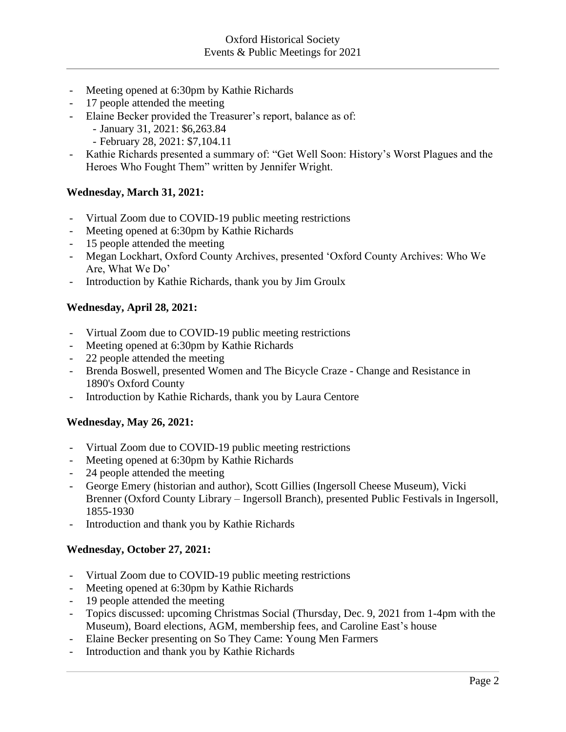- Meeting opened at 6:30pm by Kathie Richards
- 17 people attended the meeting
- Elaine Becker provided the Treasurer's report, balance as of:
  - January 31, 2021: $6,263.84
  - February 28, 2021: $7,104.11
- Kathie Richards presented a summary of: "Get Well Soon: History's Worst Plagues and the Heroes Who Fought Them" written by Jennifer Wright.

**Wednesday, March 31, 2021:**

- Virtual Zoom due to COVID-19 public meeting restrictions
- Meeting opened at 6:30pm by Kathie Richards
- 15 people attended the meeting
- Megan Lockhart, Oxford County Archives, presented 'Oxford County Archives: Who We Are, What We Do'
- Introduction by Kathie Richards, thank you by Jim Groulx

**Wednesday, April 28, 2021:**

- Virtual Zoom due to COVID-19 public meeting restrictions
- Meeting opened at 6:30pm by Kathie Richards
- 22 people attended the meeting
- Brenda Boswell, presented Women and The Bicycle Craze - Change and Resistance in 1890's Oxford County
- Introduction by Kathie Richards, thank you by Laura Centore

**Wednesday, May 26, 2021:**

- Virtual Zoom due to COVID-19 public meeting restrictions
- Meeting opened at 6:30pm by Kathie Richards
- 24 people attended the meeting
- George Emery (historian and author), Scott Gillies (Ingersoll Cheese Museum), Vicki Brenner (Oxford County Library – Ingersoll Branch), presented Public Festivals in Ingersoll, 1855-1930
- Introduction and thank you by Kathie Richards

**Wednesday, October 27, 2021:**

- Virtual Zoom due to COVID-19 public meeting restrictions
- Meeting opened at 6:30pm by Kathie Richards
- 19 people attended the meeting
- Topics discussed: upcoming Christmas Social (Thursday, Dec. 9, 2021 from 1-4pm with the Museum), Board elections, AGM, membership fees, and Caroline East's house
- Elaine Becker presenting on So They Came: Young Men Farmers
- Introduction and thank you by Kathie Richards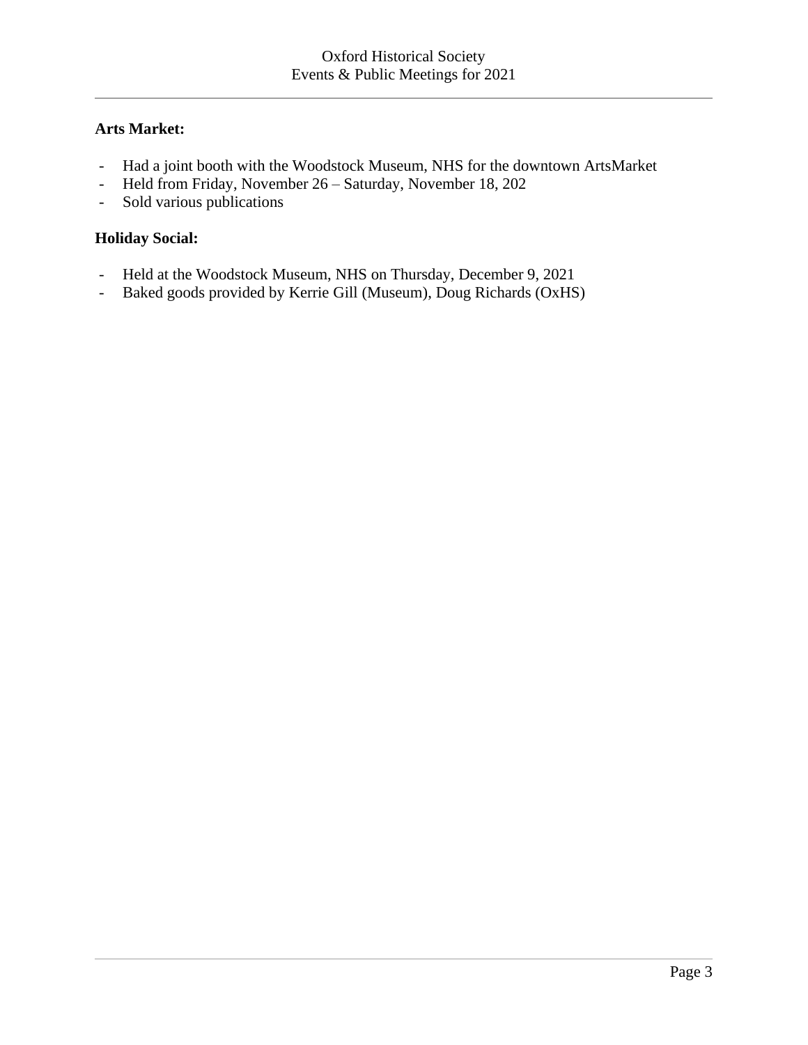**Arts Market:**

- Had a joint booth with the Woodstock Museum, NHS for the downtown ArtsMarket
- Held from Friday, November 26 – Saturday, November 18, 202
- Sold various publications

**Holiday Social:**

- Held at the Woodstock Museum, NHS on Thursday, December 9, 2021
- Baked goods provided by Kerrie Gill (Museum), Doug Richards (OxHS)